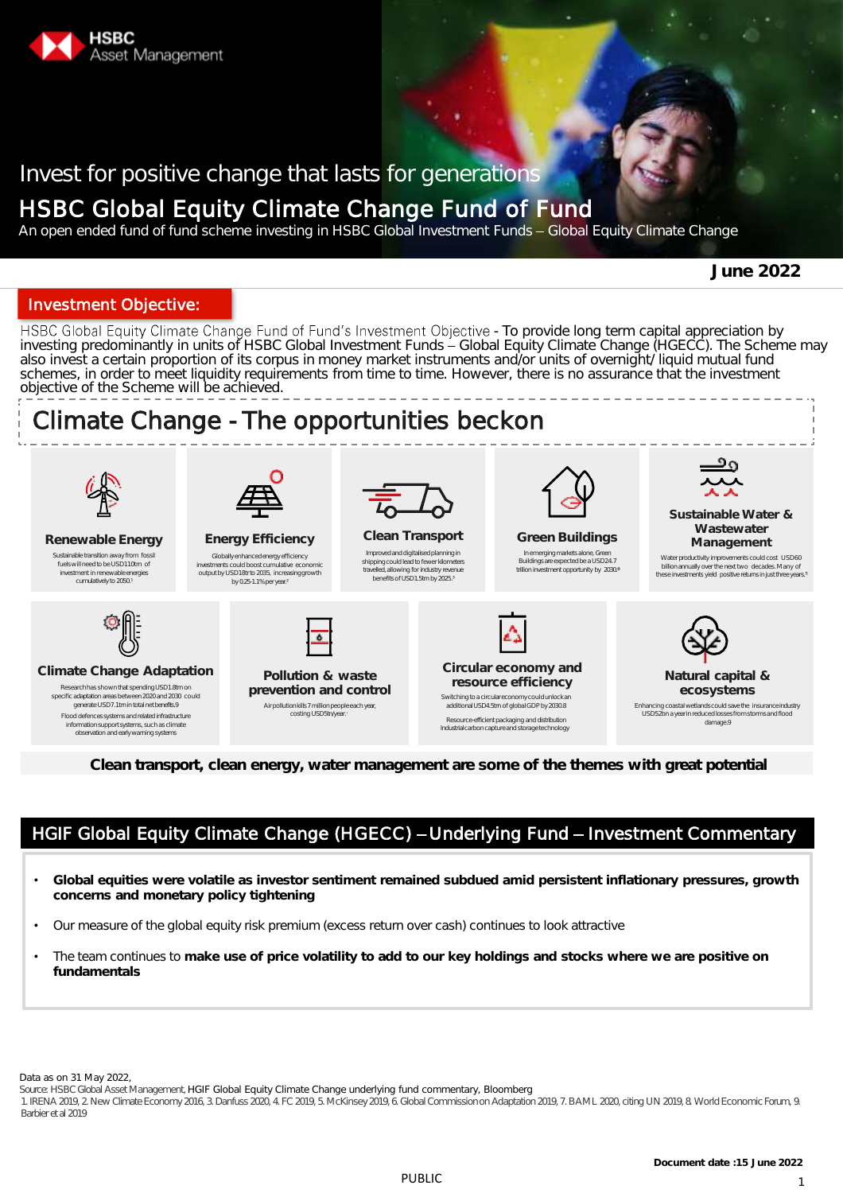HSBC Asset Management

Invest for positive change that lasts for generations

# HSBC Global Equity Climate Change Fund of Fund

An open ended fund of fund scheme investing in HSBC Global Investment Funds – Global Equity Climate Change

**June 2022**

## Investment Objective:

HSBC Global Equity Climate Change Fund of Fund's Investment Objective - To provide long term capital appreciation by investing predominantly in units of HSBC Global Investment Funds – Global Equity Climate Change (HGECC). The Scheme may also invest a certain proportion of its corpus in money market instruments and/or units of overnight/ liquid mutual fund schemes, in order to meet liquidity requirements from time to time. However, there is no assurance that the investment objective of the Scheme will be achieved.

## Climate Change - The opportunities beckon

**Renewable Energy**
Sustainable transition away from fossil fuels will need to be USD110tn of investment in renewable energies cumulatively to 2050.[1]

**Energy Efficiency**
Globally enhanced energy efficiency investments could boost cumulative economic output by USD18trn to 2035, increasing growth by 0.25-1.1% per year.[2]

**Clean Transport**
Improved and digitalised planning in shipping could lead to fewer kilometers travelled, allowing for industry revenue benefits of USD1.5tn by 2025.[3]

**Green Buildings**
In emerging markets alone, Green Buildings are expected be a USD24.7 trillion investment opportunity by 2030.[4]

**Sustainable Water & Wastewater Management**
Water productivity improvements could cost USD60 billion annually over the next two decades. Many of these investments yield positive returns in just three years.[5]

**Climate Change Adaptation**
Research has shown that spending USD1.8tn on specific adaptation areas between 2020 and 2030 could generate USD7.1tn in total net benefits.9
Flood defences systems and related infrastructure information support systems, such as climate observation and early warning systems

**Pollution & waste prevention and control**
Air pollution kills 7 million people each year, costing USD5tn/year.

**Circular economy and resource efficiency**
Switching to a circular economy could unlock an additional USD4.5tn of global GDP by 2030.8
Resource-efficient packaging and distribution
Industrial carbon capture and storage technology

**Natural capital & ecosystems**
Enhancing coastal wetlands could save the insurance industry USD52bn a year in reduced losses from storms and flood damage.9

**Clean transport, clean energy, water management are some of the themes with great potential**

## HGIF Global Equity Climate Change (HGECC) – Underlying Fund – Investment Commentary

- **Global equities were volatile as investor sentiment remained subdued amid persistent inflationary pressures, growth concerns and monetary policy tightening**
- Our measure of the global equity risk premium (excess return over cash) continues to look attractive
- The team continues to **make use of price volatility to add to our key holdings and stocks where we are positive on fundamentals**

Data as on 31 May 2022,
Source: HSBC Global Asset Management, HGIF Global Equity Climate Change underlying fund commentary, Bloomberg
1. IRENA 2019, 2. New Climate Economy 2016, 3. Danfuss 2020, 4. FC 2019, 5. McKinsey 2019, 6. Global Commission on Adaptation 2019, 7. BAML 2020, citing UN 2019, 8. World Economic Forum, 9. Barbier et al 2019

**Document date :15 June 2022**

PUBLIC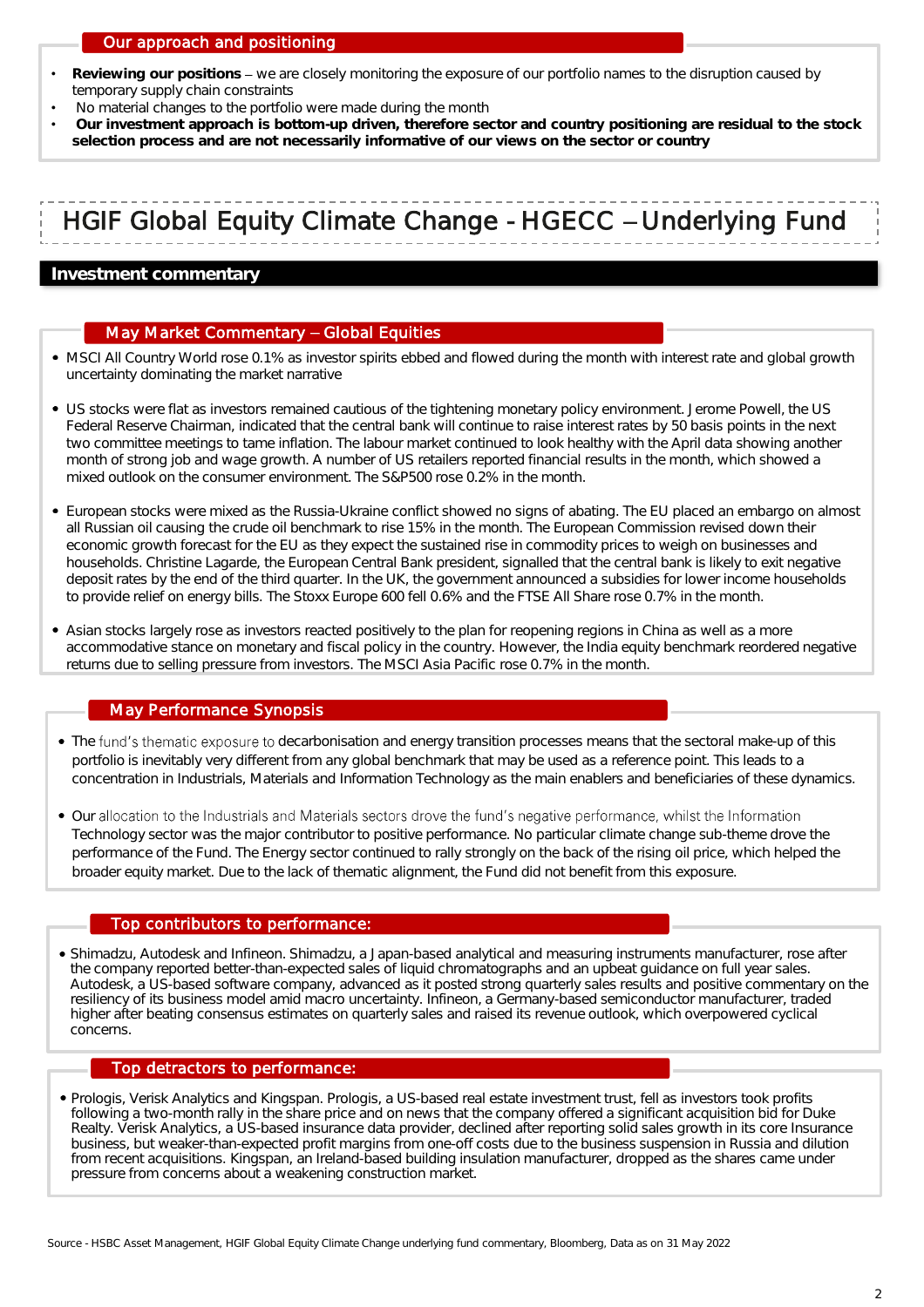## Our approach and positioning

- **Reviewing our positions** – we are closely monitoring the exposure of our portfolio names to the disruption caused by temporary supply chain constraints
- No material changes to the portfolio were made during the month
- **Our investment approach is bottom-up driven, therefore sector and country positioning are residual to the stock selection process and are not necessarily informative of our views on the sector or country**

# HGIF Global Equity Climate Change - HGECC – Underlying Fund

## Investment commentary

### May Market Commentary – Global Equities

- MSCI All Country World rose 0.1% as investor spirits ebbed and flowed during the month with interest rate and global growth uncertainty dominating the market narrative
- US stocks were flat as investors remained cautious of the tightening monetary policy environment. Jerome Powell, the US Federal Reserve Chairman, indicated that the central bank will continue to raise interest rates by 50 basis points in the next two committee meetings to tame inflation. The labour market continued to look healthy with the April data showing another month of strong job and wage growth. A number of US retailers reported financial results in the month, which showed a mixed outlook on the consumer environment. The S&P500 rose 0.2% in the month.
- European stocks were mixed as the Russia-Ukraine conflict showed no signs of abating. The EU placed an embargo on almost all Russian oil causing the crude oil benchmark to rise 15% in the month. The European Commission revised down their economic growth forecast for the EU as they expect the sustained rise in commodity prices to weigh on businesses and households. Christine Lagarde, the European Central Bank president, signalled that the central bank is likely to exit negative deposit rates by the end of the third quarter. In the UK, the government announced a subsidies for lower income households to provide relief on energy bills. The Stoxx Europe 600 fell 0.6% and the FTSE All Share rose 0.7% in the month.
- Asian stocks largely rose as investors reacted positively to the plan for reopening regions in China as well as a more accommodative stance on monetary and fiscal policy in the country. However, the India equity benchmark reordered negative returns due to selling pressure from investors. The MSCI Asia Pacific rose 0.7% in the month.

### May Performance Synopsis

- The fund's thematic exposure to decarbonisation and energy transition processes means that the sectoral make-up of this portfolio is inevitably very different from any global benchmark that may be used as a reference point. This leads to a concentration in Industrials, Materials and Information Technology as the main enablers and beneficiaries of these dynamics.
- Our allocation to the Industrials and Materials sectors drove the fund's negative performance, whilst the Information Technology sector was the major contributor to positive performance. No particular climate change sub-theme drove the performance of the Fund. The Energy sector continued to rally strongly on the back of the rising oil price, which helped the broader equity market. Due to the lack of thematic alignment, the Fund did not benefit from this exposure.

### Top contributors to performance:

- Shimadzu, Autodesk and Infineon. Shimadzu, a Japan-based analytical and measuring instruments manufacturer, rose after the company reported better-than-expected sales of liquid chromatographs and an upbeat guidance on full year sales. Autodesk, a US-based software company, advanced as it posted strong quarterly sales results and positive commentary on the resiliency of its business model amid macro uncertainty. Infineon, a Germany-based semiconductor manufacturer, traded higher after beating consensus estimates on quarterly sales and raised its revenue outlook, which overpowered cyclical concerns.

### Top detractors to performance:

- Prologis, Verisk Analytics and Kingspan. Prologis, a US-based real estate investment trust, fell as investors took profits following a two-month rally in the share price and on news that the company offered a significant acquisition bid for Duke Realty. Verisk Analytics, a US-based insurance data provider, declined after reporting solid sales growth in its core Insurance business, but weaker-than-expected profit margins from one-off costs due to the business suspension in Russia and dilution from recent acquisitions. Kingspan, an Ireland-based building insulation manufacturer, dropped as the shares came under pressure from concerns about a weakening construction market.

Source - HSBC Asset Management, HGIF Global Equity Climate Change underlying fund commentary, Bloomberg, Data as on 31 May 2022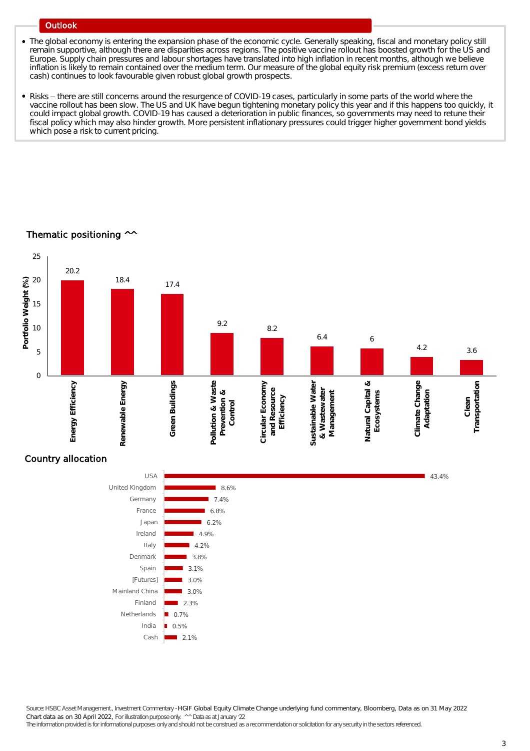## Outlook

- The global economy is entering the expansion phase of the economic cycle. Generally speaking, fiscal and monetary policy still remain supportive, although there are disparities across regions. The positive vaccine rollout has boosted growth for the US and Europe. Supply chain pressures and labour shortages have translated into high inflation in recent months, although we believe inflation is likely to remain contained over the medium term. Our measure of the global equity risk premium (excess return over cash) continues to look favourable given robust global growth prospects.

- Risks – there are still concerns around the resurgence of COVID-19 cases, particularly in some parts of the world where the vaccine rollout has been slow. The US and UK have begun tightening monetary policy this year and if this happens too quickly, it could impact global growth. COVID-19 has caused a deterioration in public finances, so governments may need to retune their fiscal policy which may also hinder growth. More persistent inflationary pressures could trigger higher government bond yields which pose a risk to current pricing.

## Thematic positioning ^^

| Theme | Portfolio Weight (%) |
|---|---|
| Energy Efficiency | 20.2 |
| Renewable Energy | 18.4 |
| Green Buildings | 17.4 |
| Pollution & Waste Prevention & Control | 9.2 |
| Circular Economy and Resource Efficiency | 8.2 |
| Sustainable Water & Wastewater Management | 6.4 |
| Natural Capital & Ecosystems | 6 |
| Climate Change Adaptation | 4.2 |
| Clean Transportation | 3.6 |

## Country allocation

| Country | Allocation |
|---|---|
| USA | 43.4% |
| United Kingdom | 8.6% |
| Germany | 7.4% |
| France | 6.8% |
| Japan | 6.2% |
| Ireland | 4.9% |
| Italy | 4.2% |
| Denmark | 3.8% |
| Spain | 3.1% |
| [Futures] | 3.0% |
| Mainland China | 3.0% |
| Finland | 2.3% |
| Netherlands | 0.7% |
| India | 0.5% |
| Cash | 2.1% |

Source: HSBC Asset Management., Investment Commentary - HGIF Global Equity Climate Change underlying fund commentary, Bloomberg, Data as on 31 May 2022
Chart data as on 30 April 2022, For illustration purpose only. ^^ Data as at January '22
The information provided is for informational purposes only and should not be construed as a recommendation or solicitation for any security in the sectors referenced.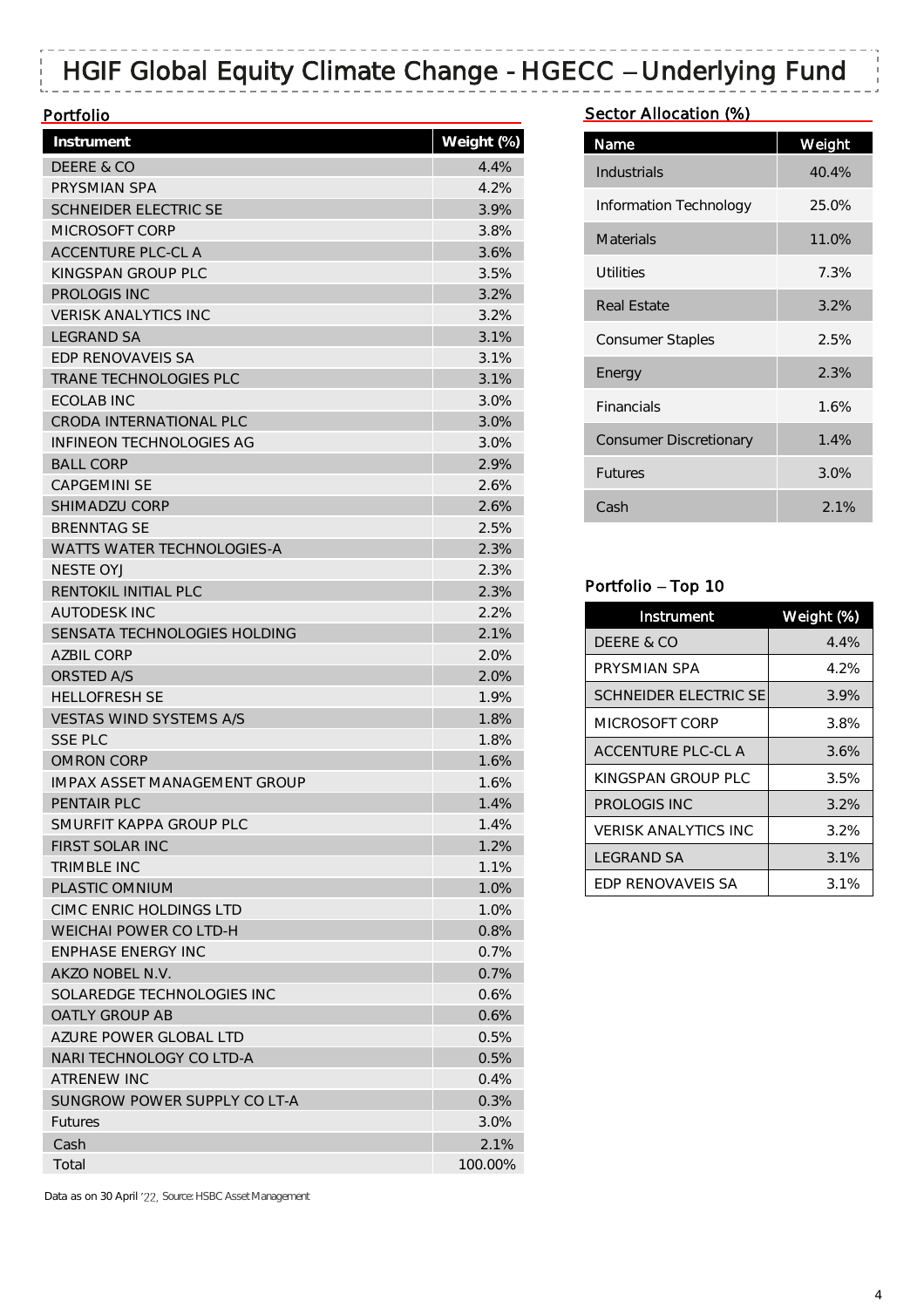# HGIF Global Equity Climate Change - HGECC – Underlying Fund

## Portfolio

| Instrument | Weight (%) |
|---|---|
| DEERE & CO | 4.4% |
| PRYSMIAN SPA | 4.2% |
| SCHNEIDER ELECTRIC SE | 3.9% |
| MICROSOFT CORP | 3.8% |
| ACCENTURE PLC-CL A | 3.6% |
| KINGSPAN GROUP PLC | 3.5% |
| PROLOGIS INC | 3.2% |
| VERISK ANALYTICS INC | 3.2% |
| LEGRAND SA | 3.1% |
| EDP RENOVAVEIS SA | 3.1% |
| TRANE TECHNOLOGIES PLC | 3.1% |
| ECOLAB INC | 3.0% |
| CRODA INTERNATIONAL PLC | 3.0% |
| INFINEON TECHNOLOGIES AG | 3.0% |
| BALL CORP | 2.9% |
| CAPGEMINI SE | 2.6% |
| SHIMADZU CORP | 2.6% |
| BRENNTAG SE | 2.5% |
| WATTS WATER TECHNOLOGIES-A | 2.3% |
| NESTE OYJ | 2.3% |
| RENTOKIL INITIAL PLC | 2.3% |
| AUTODESK INC | 2.2% |
| SENSATA TECHNOLOGIES HOLDING | 2.1% |
| AZBIL CORP | 2.0% |
| ORSTED A/S | 2.0% |
| HELLOFRESH SE | 1.9% |
| VESTAS WIND SYSTEMS A/S | 1.8% |
| SSE PLC | 1.8% |
| OMRON CORP | 1.6% |
| IMPAX ASSET MANAGEMENT GROUP | 1.6% |
| PENTAIR PLC | 1.4% |
| SMURFIT KAPPA GROUP PLC | 1.4% |
| FIRST SOLAR INC | 1.2% |
| TRIMBLE INC | 1.1% |
| PLASTIC OMNIUM | 1.0% |
| CIMC ENRIC HOLDINGS LTD | 1.0% |
| WEICHAI POWER CO LTD-H | 0.8% |
| ENPHASE ENERGY INC | 0.7% |
| AKZO NOBEL N.V. | 0.7% |
| SOLAREDGE TECHNOLOGIES INC | 0.6% |
| OATLY GROUP AB | 0.6% |
| AZURE POWER GLOBAL LTD | 0.5% |
| NARI TECHNOLOGY CO LTD-A | 0.5% |
| ATRENEW INC | 0.4% |
| SUNGROW POWER SUPPLY CO LT-A | 0.3% |
| Futures | 3.0% |
| Cash | 2.1% |
| Total | 100.00% |

Data as on 30 April '22, Source: HSBC Asset Management

## Sector Allocation (%)

| Name | Weight |
|---|---|
| Industrials | 40.4% |
| Information Technology | 25.0% |
| Materials | 11.0% |
| Utilities | 7.3% |
| Real Estate | 3.2% |
| Consumer Staples | 2.5% |
| Energy | 2.3% |
| Financials | 1.6% |
| Consumer Discretionary | 1.4% |
| Futures | 3.0% |
| Cash | 2.1% |

## Portfolio – Top 10

| Instrument | Weight (%) |
|---|---|
| DEERE & CO | 4.4% |
| PRYSMIAN SPA | 4.2% |
| SCHNEIDER ELECTRIC SE | 3.9% |
| MICROSOFT CORP | 3.8% |
| ACCENTURE PLC-CL A | 3.6% |
| KINGSPAN GROUP PLC | 3.5% |
| PROLOGIS INC | 3.2% |
| VERISK ANALYTICS INC | 3.2% |
| LEGRAND SA | 3.1% |
| EDP RENOVAVEIS SA | 3.1% |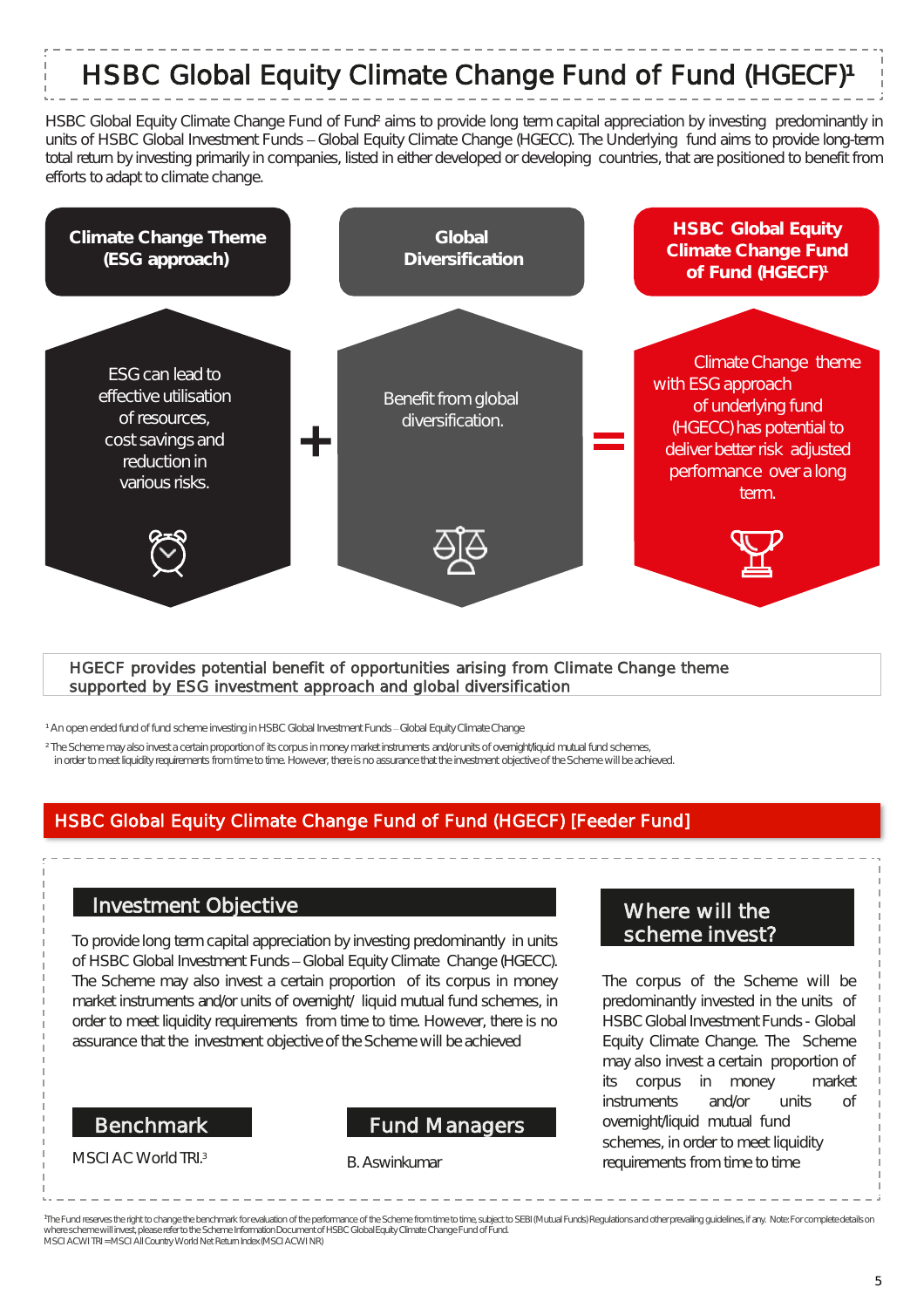# HSBC Global Equity Climate Change Fund of Fund (HGECF)[1]

HSBC Global Equity Climate Change Fund of Fund[2] aims to provide long term capital appreciation by investing predominantly in units of HSBC Global Investment Funds – Global Equity Climate Change (HGECC). The Underlying fund aims to provide long-term total return by investing primarily in companies, listed in either developed or developing countries, that are positioned to benefit from efforts to adapt to climate change.

**Climate Change Theme (ESG approach)**

ESG can lead to effective utilisation of resources, cost savings and reduction in various risks.

**+**

**Global Diversification**

Benefit from global diversification.

**=**

**HSBC Global Equity Climate Change Fund of Fund (HGECF)[1]**

Climate Change theme with ESG approach of underlying fund (HGECC) has potential to deliver better risk adjusted performance over a long term.

HGECF provides potential benefit of opportunities arising from Climate Change theme supported by ESG investment approach and global diversification

[1] An open ended fund of fund scheme investing in HSBC Global Investment Funds – Global Equity Climate Change

[2] The Scheme may also invest a certain proportion of its corpus in money market instruments and/or units of overnight/liquid mutual fund schemes, in order to meet liquidity requirements from time to time. However, there is no assurance that the investment objective of the Scheme will be achieved.

## HSBC Global Equity Climate Change Fund of Fund (HGECF) [Feeder Fund]

### Investment Objective

To provide long term capital appreciation by investing predominantly in units of HSBC Global Investment Funds – Global Equity Climate Change (HGECC). The Scheme may also invest a certain proportion of its corpus in money market instruments and/or units of overnight/ liquid mutual fund schemes, in order to meet liquidity requirements from time to time. However, there is no assurance that the investment objective of the Scheme will be achieved

### Benchmark

MSCI AC World TRI.[3]

### Fund Managers

B. Aswinkumar

### Where will the scheme invest?

The corpus of the Scheme will be predominantly invested in the units of HSBC Global Investment Funds - Global Equity Climate Change. The Scheme may also invest a certain proportion of its corpus in money market instruments and/or units of overnight/liquid mutual fund schemes, in order to meet liquidity requirements from time to time

[3] The Fund reserves the right to change the benchmark for evaluation of the performance of the Scheme from time to time, subject to SEBI (Mutual Funds) Regulations and other prevailing guidelines, if any. Note: For complete details on where scheme will invest, please refer to the Scheme Information Document of HSBC Global Equity Climate Change Fund of Fund.
MSCI ACWI TRI = MSCI All Country World Net Return Index (MSCI ACWI NR)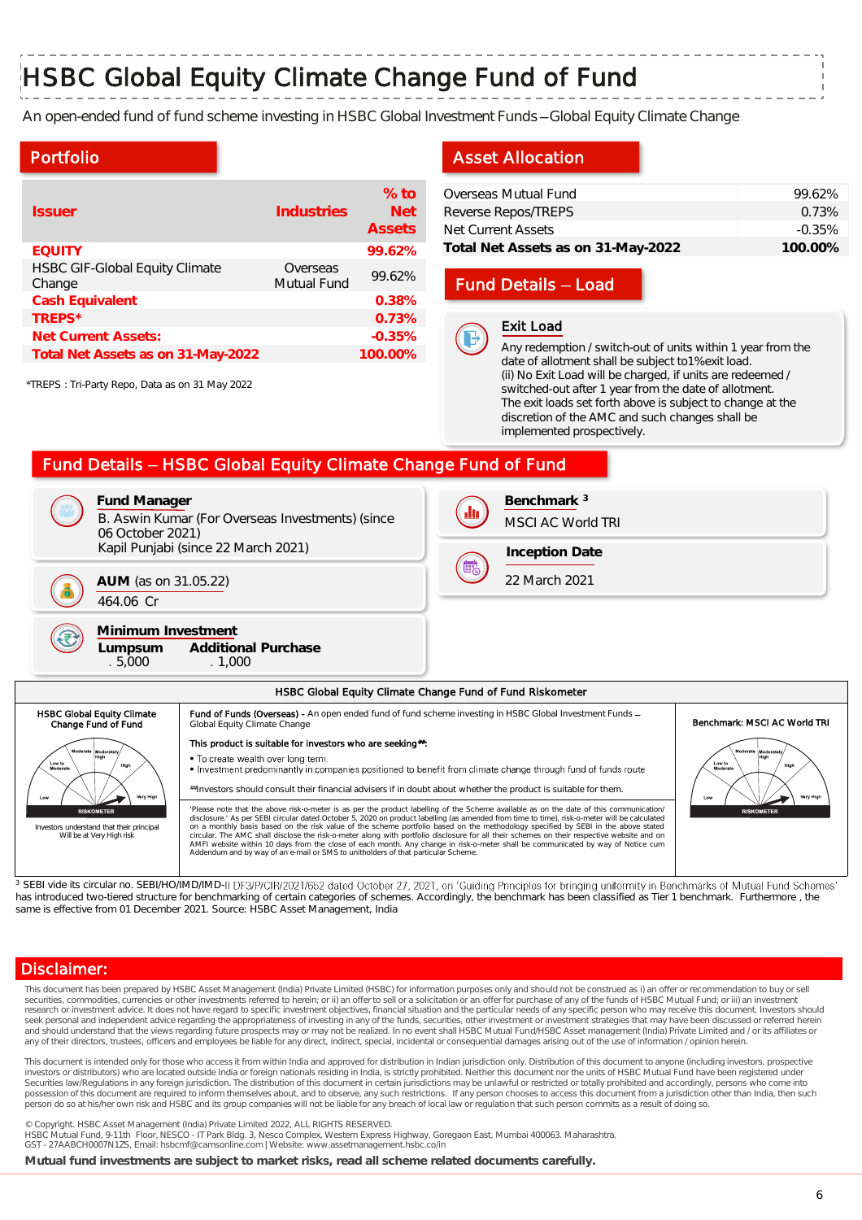# HSBC Global Equity Climate Change Fund of Fund

An open-ended fund of fund scheme investing in HSBC Global Investment Funds – Global Equity Climate Change

## Portfolio

| Issuer | Industries | % to Net Assets |
|---|---|---|
| **EQUITY** | | **99.62%** |
| HSBC GIF-Global Equity Climate Change | Overseas Mutual Fund | 99.62% |
| **Cash Equivalent** | | **0.38%** |
| **TREPS*** | | **0.73%** |
| **Net Current Assets:** | | **-0.35%** |
| **Total Net Assets as on 31-May-2022** | | **100.00%** |

*TREPS : Tri-Party Repo, Data as on 31 May 2022

## Asset Allocation

| | |
|---|---|
| Overseas Mutual Fund | 99.62% |
| Reverse Repos/TREPS | 0.73% |
| Net Current Assets | -0.35% |
| **Total Net Assets as on 31-May-2022** | **100.00%** |

## Fund Details – Load

**Exit Load**

Any redemption / switch-out of units within 1 year from the date of allotment shall be subject to1%exit load.
(ii) No Exit Load will be charged, if units are redeemed / switched-out after 1 year from the date of allotment.
The exit loads set forth above is subject to change at the discretion of the AMC and such changes shall be implemented prospectively.

## Fund Details – HSBC Global Equity Climate Change Fund of Fund

**Fund Manager**

B. Aswin Kumar (For Overseas Investments) (since 06 October 2021)
Kapil Punjabi (since 22 March 2021)

**AUM** (as on 31.05.22)

464.06 Cr

**Minimum Investment**

| **Lumpsum** | **Additional Purchase** |
|---|---|
| . 5,000 | . 1,000 |

**Benchmark** [3]

MSCI AC World TRI

**Inception Date**

22 March 2021

### HSBC Global Equity Climate Change Fund of Fund Riskometer

HSBC Global Equity Climate Change Fund of Fund

Low | Low to Moderate | Moderate | Moderately High | High | Very High

RISKOMETER

Investors understand that their principal Will be at Very High risk

**Fund of Funds (Overseas)** - An open ended fund of fund scheme investing in HSBC Global Investment Funds – Global Equity Climate Change

**This product is suitable for investors who are seeking##:**

- To create wealth over long term.
- Investment predominantly in companies positioned to benefit from climate change through fund of funds route

##Investors should consult their financial advisers if in doubt about whether the product is suitable for them.

'Please note that the above risk-o-meter is as per the product labelling of the Scheme available as on the date of this communication/ disclosure.' As per SEBI circular dated October 5, 2020 on product labelling (as amended from time to time), risk-o-meter will be calculated on a monthly basis based on the risk value of the scheme portfolio based on the methodology specified by SEBI in the above stated circular. The AMC shall disclose the risk-o-meter along with portfolio disclosure for all their schemes on their respective website and on AMFI website within 10 days from the close of each month. Any change in risk-o-meter shall be communicated by way of Notice cum Addendum and by way of an e-mail or SMS to unitholders of that particular Scheme.

Benchmark: MSCI AC World TRI

Low | Low to Moderate | Moderate | Moderately High | High | Very High

RISKOMETER

[3] SEBI vide its circular no. SEBI/HO/IMD/IMD-II DF3/P/CIR/2021/652 dated October 27, 2021, on 'Guiding Principles for bringing uniformity in Benchmarks of Mutual Fund Schemes' has introduced two-tiered structure for benchmarking of certain categories of schemes. Accordingly, the benchmark has been classified as Tier 1 benchmark. Furthermore , the same is effective from 01 December 2021. Source: HSBC Asset Management, India

## Disclaimer:

This document has been prepared by HSBC Asset Management (India) Private Limited (HSBC) for information purposes only and should not be construed as i) an offer or recommendation to buy or sell securities, commodities, currencies or other investments referred to herein; or ii) an offer to sell or a solicitation or an offer for purchase of any of the funds of HSBC Mutual Fund; or iii) an investment research or investment advice. It does not have regard to specific investment objectives, financial situation and the particular needs of any specific person who may receive this document. Investors should seek personal and independent advice regarding the appropriateness of investing in any of the funds, securities, other investment or investment strategies that may have been discussed or referred herein and should understand that the views regarding future prospects may or may not be realized. In no event shall HSBC Mutual Fund/HSBC Asset management (India) Private Limited and / or its affiliates or any of their directors, trustees, officers and employees be liable for any direct, indirect, special, incidental or consequential damages arising out of the use of information / opinion herein.

This document is intended only for those who access it from within India and approved for distribution in Indian jurisdiction only. Distribution of this document to anyone (including investors, prospective investors or distributors) who are located outside India or foreign nationals residing in India, is strictly prohibited. Neither this document nor the units of HSBC Mutual Fund have been registered under Securities law/Regulations in any foreign jurisdiction. The distribution of this document in certain jurisdictions may be unlawful or restricted or totally prohibited and accordingly, persons who come into possession of this document are required to inform themselves about, and to observe, any such restrictions. If any person chooses to access this document from a jurisdiction other than India, then such person do so at his/her own risk and HSBC and its group companies will not be liable for any breach of local law or regulation that such person commits as a result of doing so.

© Copyright. HSBC Asset Management (India) Private Limited 2022, ALL RIGHTS RESERVED.
HSBC Mutual Fund, 9-11th Floor, NESCO - IT Park Bldg. 3, Nesco Complex, Western Express Highway, Goregaon East, Mumbai 400063. Maharashtra.
GST - 27AABCH0007N1ZS, Email: hsbcmf@camsonline.com | Website: www.assetmanagement.hsbc.co/in

**Mutual fund investments are subject to market risks, read all scheme related documents carefully.**